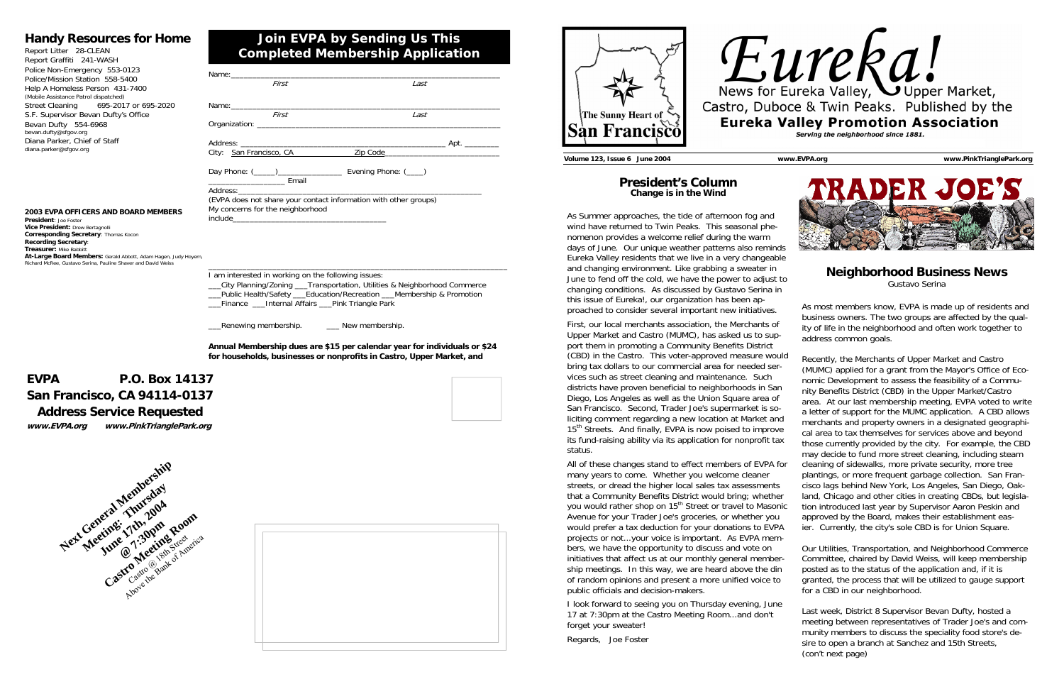## Handy Resources for Home

Report Litter 28-CLEAN
Report Graffiti 241-WASH
Police Non-Emergency 553-0123
Police/Mission Station 558-5400
Help A Homeless Person 431-7400
(Mobile Assistance Patrol dispatched)
Street Cleaning 695-2017 or 695-2020
S.F. Supervisor Bevan Dufty's Office
Bevan Dufty 554-6968
bevan.dufty@sfgov.org
Diana Parker, Chief of Staff
diana.parker@sfgov.org

**2003 EVPA OFFICERS AND BOARD MEMBERS**

**President**: Joe Foster
**Vice President:** Drew Bertagnolli
**Corresponding Secretary**: Thomas Kocon
**Recording Secretary**:
**Treasurer:** Mike Babbitt
**At-Large Board Members:** Gerald Abbott, Adam Hagen, Judy Hoyem, Richard McRee, Gustavo Serina, Pauline Shaver and David Weiss

## Join EVPA by Sending Us This Completed Membership Application

Name:______________________________________________
*First* *Last*

Name:______________________________________________
*First* *Last*

Organization: ________________________________________

Address: ___________________________________ Apt. ________
City: San Francisco, CA Zip Code____________________

Day Phone: (_____)______________ Evening Phone: (____)
________________ Email
Address:____________________________________________
(EVPA does not share your contact information with other groups)
My concerns for the neighborhood
include_______________________________

______________________________________________________

I am interested in working on the following issues:
___City Planning/Zoning ___Transportation, Utilities & Neighborhood Commerce
___Public Health/Safety ___Education/Recreation ___Membership & Promotion
___Finance ___Internal Affairs ___Pink Triangle Park

___Renewing membership. ___ New membership.

**Annual Membership dues are $15 per calendar year for individuals or $24 for households, businesses or nonprofits in Castro, Upper Market, and**

**EVPA P.O. Box 14137**
**San Francisco, CA 94114-0137**
**Address Service Requested**
***www.EVPA.org www.PinkTrianglePark.org***

**Next General Membership Meeting: Thursday June 17th, 2004 @ 7:30pm Castro Meeting Room**
Castro @ 18th Street
Above the Bank of America

The Sunny Heart of San Francisco

# Eureka!

News for Eureka Valley, Upper Market, Castro, Duboce & Twin Peaks. Published by the

**Eureka Valley Promotion Association**

***Serving the neighborhood since 1881.***

**Volume 123, Issue 6 June 2004** **www.EVPA.org** **www.PinkTrianglePark.org**

## President's Column

**Change is in the Wind**

As Summer approaches, the tide of afternoon fog and wind have returned to Twin Peaks. This seasonal phenomenon provides a welcome relief during the warm days of June. Our unique weather patterns also reminds Eureka Valley residents that we live in a very changeable and changing environment. Like grabbing a sweater in June to fend off the cold, we have the power to adjust to changing conditions. As discussed by Gustavo Serina in this issue of Eureka!, our organization has been approached to consider several important new initiatives.

First, our local merchants association, the Merchants of Upper Market and Castro (MUMC), has asked us to support them in promoting a Community Benefits District (CBD) in the Castro. This voter-approved measure would bring tax dollars to our commercial area for needed services such as street cleaning and maintenance. Such districts have proven beneficial to neighborhoods in San Diego, Los Angeles as well as the Union Square area of San Francisco. Second, Trader Joe's supermarket is soliciting comment regarding a new location at Market and 15th Streets. And finally, EVPA is now poised to improve its fund-raising ability via its application for nonprofit tax status.

All of these changes stand to effect members of EVPA for many years to come. Whether you welcome cleaner streets, or dread the higher local sales tax assessments that a Community Benefits District would bring; whether you would rather shop on 15th Street or travel to Masonic Avenue for your Trader Joe's groceries, or whether you would prefer a tax deduction for your donations to EVPA projects or not...your voice is important. As EVPA members, we have the opportunity to discuss and vote on initiatives that affect us at our monthly general membership meetings. In this way, we are heard above the din of random opinions and present a more unified voice to public officials and decision-makers.

I look forward to seeing you on Thursday evening, June 17 at 7:30pm at the Castro Meeting Room...and don't forget your sweater!

Regards, Joe Foster

TRADER JOE'S

## Neighborhood Business News

Gustavo Serina

As most members know, EVPA is made up of residents and business owners. The two groups are affected by the quality of life in the neighborhood and often work together to address common goals.

Recently, the Merchants of Upper Market and Castro (MUMC) applied for a grant from the Mayor's Office of Economic Development to assess the feasibility of a Community Benefits District (CBD) in the Upper Market/Castro area. At our last membership meeting, EVPA voted to write a letter of support for the MUMC application. A CBD allows merchants and property owners in a designated geographical area to tax themselves for services above and beyond those currently provided by the city. For example, the CBD may decide to fund more street cleaning, including steam cleaning of sidewalks, more private security, more tree plantings, or more frequent garbage collection. San Francisco lags behind New York, Los Angeles, San Diego, Oakland, Chicago and other cities in creating CBDs, but legislation introduced last year by Supervisor Aaron Peskin and approved by the Board, makes their establishment easier. Currently, the city's sole CBD is for Union Square.

Our Utilities, Transportation, and Neighborhood Commerce Committee, chaired by David Weiss, will keep membership posted as to the status of the application and, if it is granted, the process that will be utilized to gauge support for a CBD in our neighborhood.

Last week, District 8 Supervisor Bevan Dufty, hosted a meeting between representatives of Trader Joe's and community members to discuss the speciality food store's desire to open a branch at Sanchez and 15th Streets, (con't next page)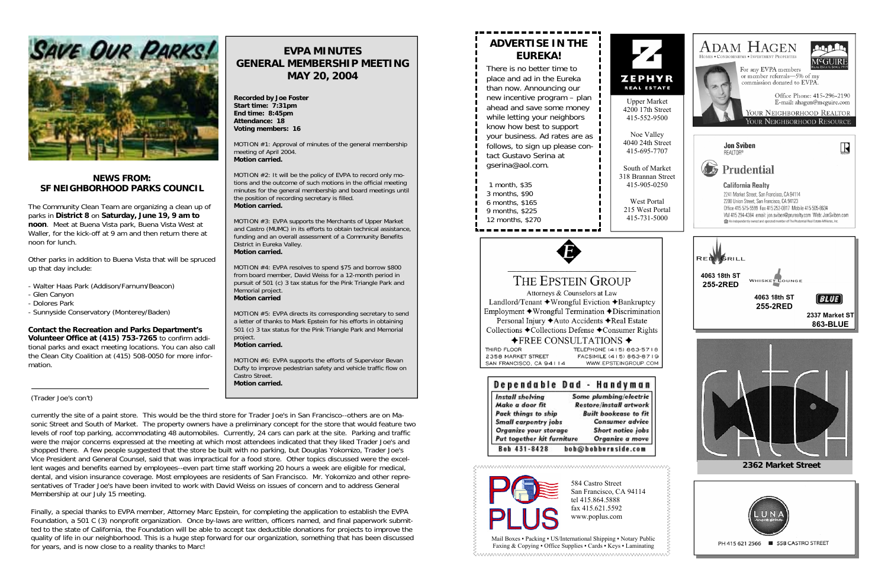# NEWS FROM: SF NEIGHBORHOOD PARKS COUNCIL

SAVE OUR PARKS!

The Community Clean Team are organizing a clean up of parks in **District 8** on **Saturday, June 19, 9 am to noon**. Meet at Buena Vista park, Buena Vista West at Waller, for the kick-off at 9 am and then return there at noon for lunch.

Other parks in addition to Buena Vista that will be spruced up that day include:

- Walter Haas Park (Addison/Farnum/Beacon)
- Glen Canyon
- Dolores Park
- Sunnyside Conservatory (Monterey/Baden)

**Contact the Recreation and Parks Department's Volunteer Office at (415) 753-7265** to confirm additional parks and exact meeting locations. You can also call the Clean City Coalition at (415) 508-0050 for more information.

# EVPA MINUTES GENERAL MEMBERSHIP MEETING MAY 20, 2004

**Recorded by Joe Foster**
**Start time: 7:31pm**
**End time: 8:45pm**
**Attendance: 18**
**Voting members: 16**

MOTION #1: Approval of minutes of the general membership meeting of April 2004.
**Motion carried.**

MOTION #2: It will be the policy of EVPA to record only motions and the outcome of such motions in the official meeting minutes for the general membership and board meetings until the position of recording secretary is filled.
**Motion carried.**

MOTION #3: EVPA supports the Merchants of Upper Market and Castro (MUMC) in its efforts to obtain technical assistance, funding and an overall assessment of a Community Benefits District in Eureka Valley.
**Motion carried.**

MOTION #4: EVPA resolves to spend $75 and borrow $800 from board member, David Weiss for a 12-month period in pursuit of 501 (c) 3 tax status for the Pink Triangle Park and Memorial project.
**Motion carried.**

MOTION #5: EVPA directs its corresponding secretary to send a letter of thanks to Mark Epstein for his efforts in obtaining 501 (c) 3 tax status for the Pink Triangle Park and Memorial project.
**Motion carried.**

MOTION #6: EVPA supports the efforts of Supervisor Bevan Dufty to improve pedestrian safety and vehicle traffic flow on Castro Street.
**Motion carried.**

(Trader Joe's con't)

currently the site of a paint store. This would be the third store for Trader Joe's in San Francisco--others are on Masonic Street and South of Market. The property owners have a preliminary concept for the store that would feature two levels of roof top parking, accommodating 48 automobiles. Currently, 24 cars can park at the site. Parking and traffic were the major concerns expressed at the meeting at which most attendees indicated that they liked Trader Joe's and shopped there. A few people suggested that the store be built with no parking, but Douglas Yokomizo, Trader Joe's Vice President and General Counsel, said that was impractical for a food store. Other topics discussed were the excellent wages and benefits earned by employees--even part time staff working 20 hours a week are eligible for medical, dental, and vision insurance coverage. Most employees are residents of San Francisco. Mr. Yokomizo and other representatives of Trader Joe's have been invited to work with David Weiss on issues of concern and to address General Membership at our July 15 meeting.

Finally, a special thanks to EVPA member, Attorney Marc Epstein, for completing the application to establish the EVPA Foundation, a 501 C (3) nonprofit organization. Once by-laws are written, officers named, and final paperwork submitted to the state of California, the Foundation will be able to accept tax deductible donations for projects to improve the quality of life in our neighborhood. This is a huge step forward for our organization, something that has been discussed for years, and is now close to a reality thanks to Marc!

# ADVERTISE IN THE EUREKA!

There is no better time to place and ad in the Eureka than now. Announcing our new incentive program – plan ahead and save some money while letting your neighbors know how best to support your business. Ad rates are as follows, to sign up please contact Gustavo Serina at gserina@aol.com.

1 month, $35
3 months, $90
6 months, $165
9 months, $225
12 months, $270

ZEPHYR REAL ESTATE

Upper Market
4200 17th Street
415-552-9500

Noe Valley
4040 24th Street
415-695-7707

South of Market
318 Brannan Street
415-905-0250

West Portal
215 West Portal
415-731-5000

ADAM HAGEN
HOMES • CONDOMINIUMS • INVESTMENT PROPERTIES
McGUIRE REAL ESTATE SINCE 1919
For any EVPA members or member referrals—5% of my commission donated to EVPA.
Office Phone: 415-296-2190
E-mail: ahagen@mcguire.com
YOUR NEIGHBORHOOD REALTOR
YOUR NEIGHBORHOOD RESOURCE

Jon Sviben
REALTOR®
Prudential
California Realty
2241 Market Street, San Francisco, CA 94114
2200 Union Street, San Francisco, CA 94123
Office 415 575-5599 Fax 415 252-0817 Mobile 415 505-8634
VM 415 294-4384 email: jon.sviben@prurealty.com Web: JonSviben.com
An independently owned and operated member of The Prudential Real Estate Affiliates, Inc.

THE EPSTEIN GROUP
Attorneys & Counsels at Law
Landlord/Tenant ✦Wrongful Eviction ✦Bankruptcy
Employment ✦Wrongful Termination ✦Discrimination
Personal Injury ✦Auto Accidents ✦Real Estate
Collections ✦Collections Defense ✦Consumer Rights
✦FREE CONSULTATIONS ✦
THIRD FLOOR
2358 MARKET STREET
SAN FRANCISCO, CA 94114
TELEPHONE (415) 863-5718
FACSIMILE (415) 863-8719
WWW.EPSTEINGROUP.COM

RED GRILL
4063 18th ST
255-2RED
WHISKEY LOUNGE
4063 18th ST
255-2RED
BLUE
2337 Market ST
863-BLUE

Dependable Dad - Handyman

| | |
|---|---|
| Install shelving | Some plumbing/electric |
| Make a door fit | Restore/install artwork |
| Pack things to ship | Built bookcase to fit |
| Small carpentry jobs | Consumer advice |
| Organize your storage | Short notice jobs |
| Put together kit furniture | Organize a move |

Bob 431-8428 bob@bobburnside.com

PO PLUS
584 Castro Street
San Francisco, CA 94114
tel 415.864.5888
fax 415.621.5592
www.poplus.com
Mail Boxes • Packing • US/International Shipping • Notary Public
Faxing & Copying • Office Supplies • Cards • Keys • Laminating

CATCH
2362 Market Street

LUNA
PH 415 621 2566 ■ 558 CASTRO STREET